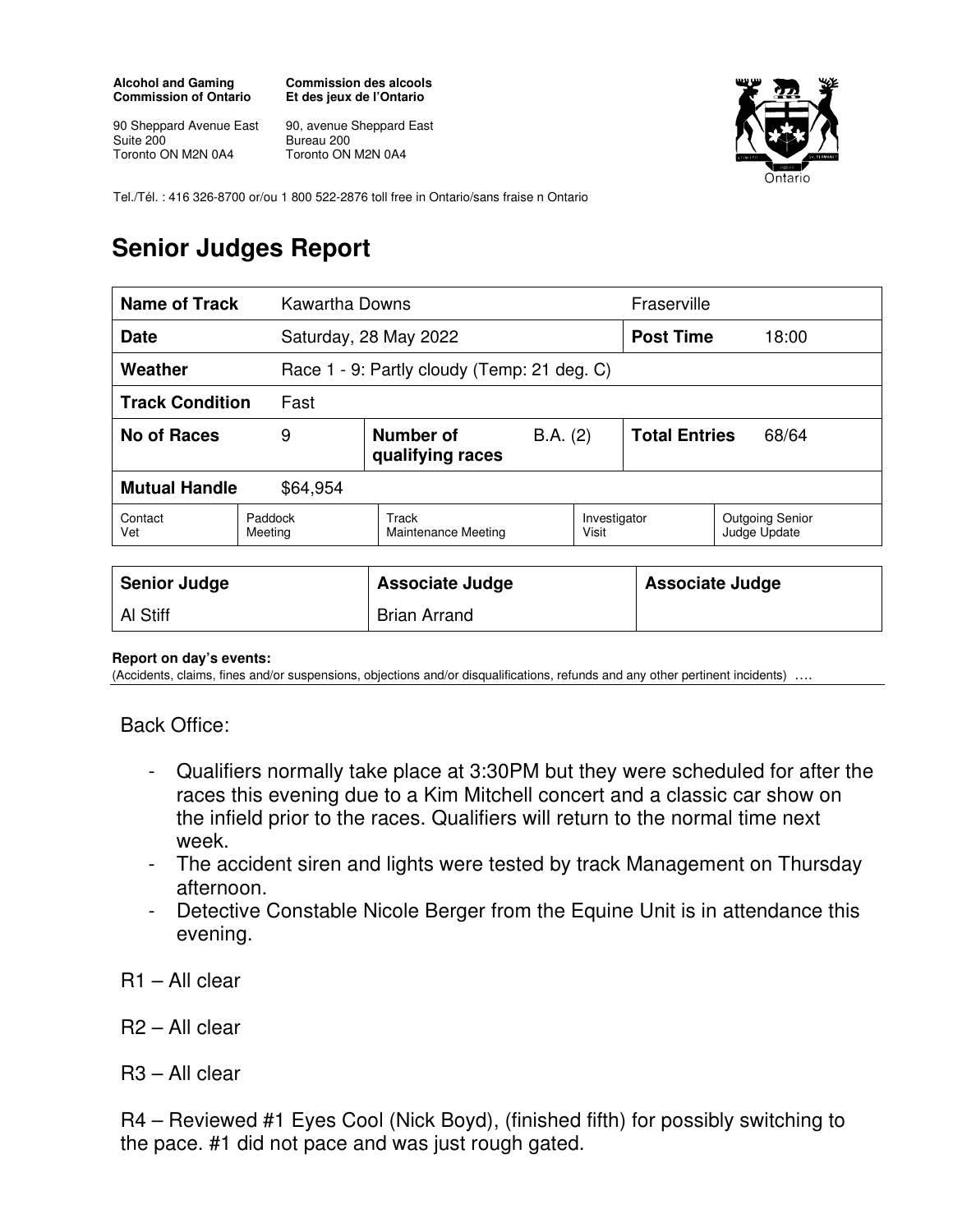**Alcohol and Gaming Commission of Ontario**

90 Sheppard Avenue East
Suite 200
Toronto ON M2N 0A4

**Commission des alcools Et des jeux de l'Ontario**

90, avenue Sheppard East
Bureau 200
Toronto ON M2N 0A4

Tel./Tél. : 416 326-8700 or/ou 1 800 522-2876 toll free in Ontario/sans fraise n Ontario

# Senior Judges Report

| **Name of Track** | Kawartha Downs | | | Fraserville | |
|---|---|---|---|---|---|
| **Date** | Saturday, 28 May 2022 | | | **Post Time** | 18:00 |
| **Weather** | Race 1 - 9: Partly cloudy (Temp: 21 deg. C) | | | | |
| **Track Condition** | Fast | | | | |
| **No of Races** | 9 | **Number of qualifying races** | B.A. (2) | **Total Entries** | 68/64 |
| **Mutual Handle** | $64,954 | | | | |
| Contact Vet | Paddock Meeting | Track Maintenance Meeting | Investigator Visit | Outgoing Senior Judge Update | |

| **Senior Judge** | **Associate Judge** | **Associate Judge** |
|---|---|---|
| Al Stiff | Brian Arrand | |

**Report on day's events:**
(Accidents, claims, fines and/or suspensions, objections and/or disqualifications, refunds and any other pertinent incidents) ….

Back Office:

- Qualifiers normally take place at 3:30PM but they were scheduled for after the races this evening due to a Kim Mitchell concert and a classic car show on the infield prior to the races. Qualifiers will return to the normal time next week.
- The accident siren and lights were tested by track Management on Thursday afternoon.
- Detective Constable Nicole Berger from the Equine Unit is in attendance this evening.

R1 – All clear

R2 – All clear

R3 – All clear

R4 – Reviewed #1 Eyes Cool (Nick Boyd), (finished fifth) for possibly switching to the pace. #1 did not pace and was just rough gated.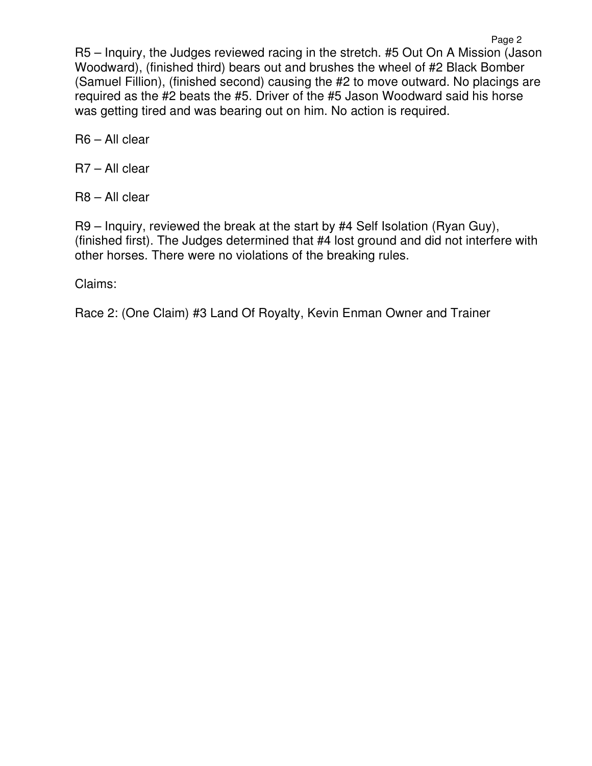R5 – Inquiry, the Judges reviewed racing in the stretch. #5 Out On A Mission (Jason Woodward), (finished third) bears out and brushes the wheel of #2 Black Bomber (Samuel Fillion), (finished second) causing the #2 to move outward. No placings are required as the #2 beats the #5. Driver of the #5 Jason Woodward said his horse was getting tired and was bearing out on him. No action is required.

R6 – All clear

R7 – All clear

R8 – All clear

R9 – Inquiry, reviewed the break at the start by #4 Self Isolation (Ryan Guy), (finished first). The Judges determined that #4 lost ground and did not interfere with other horses. There were no violations of the breaking rules.

Claims:

Race 2: (One Claim) #3 Land Of Royalty, Kevin Enman Owner and Trainer